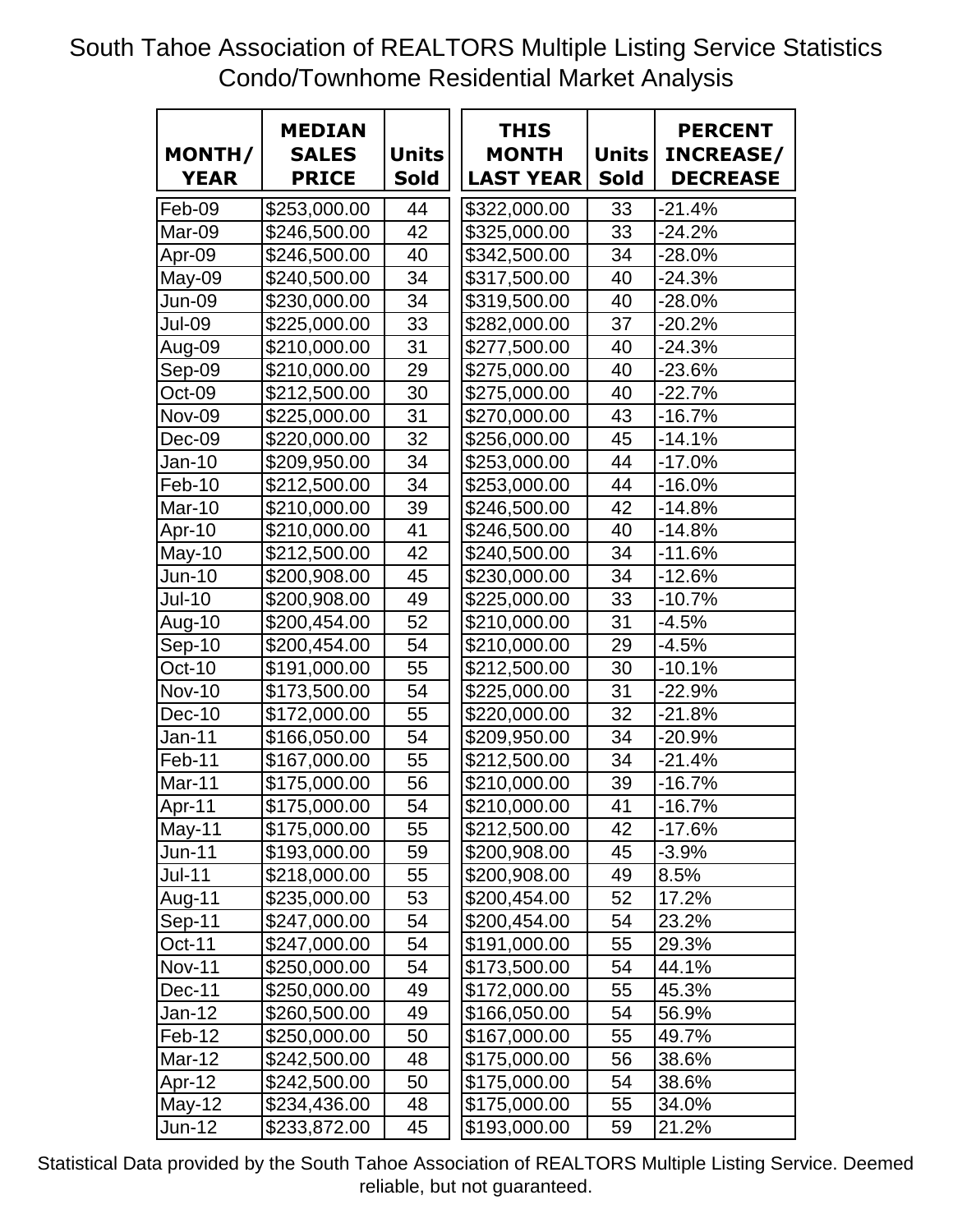# South Tahoe Association of REALTORS Multiple Listing Service Statistics
## Condo/Townhome Residential Market Analysis

| MONTH/ YEAR | MEDIAN SALES PRICE | Units Sold | THIS MONTH LAST YEAR | Units Sold | PERCENT INCREASE/ DECREASE |
|---|---|---|---|---|---|
| Feb-09 | $253,000.00 | 44 | $322,000.00 | 33 | -21.4% |
| Mar-09 | $246,500.00 | 42 | $325,000.00 | 33 | -24.2% |
| Apr-09 | $246,500.00 | 40 | $342,500.00 | 34 | -28.0% |
| May-09 | $240,500.00 | 34 | $317,500.00 | 40 | -24.3% |
| Jun-09 | $230,000.00 | 34 | $319,500.00 | 40 | -28.0% |
| Jul-09 | $225,000.00 | 33 | $282,000.00 | 37 | -20.2% |
| Aug-09 | $210,000.00 | 31 | $277,500.00 | 40 | -24.3% |
| Sep-09 | $210,000.00 | 29 | $275,000.00 | 40 | -23.6% |
| Oct-09 | $212,500.00 | 30 | $275,000.00 | 40 | -22.7% |
| Nov-09 | $225,000.00 | 31 | $270,000.00 | 43 | -16.7% |
| Dec-09 | $220,000.00 | 32 | $256,000.00 | 45 | -14.1% |
| Jan-10 | $209,950.00 | 34 | $253,000.00 | 44 | -17.0% |
| Feb-10 | $212,500.00 | 34 | $253,000.00 | 44 | -16.0% |
| Mar-10 | $210,000.00 | 39 | $246,500.00 | 42 | -14.8% |
| Apr-10 | $210,000.00 | 41 | $246,500.00 | 40 | -14.8% |
| May-10 | $212,500.00 | 42 | $240,500.00 | 34 | -11.6% |
| Jun-10 | $200,908.00 | 45 | $230,000.00 | 34 | -12.6% |
| Jul-10 | $200,908.00 | 49 | $225,000.00 | 33 | -10.7% |
| Aug-10 | $200,454.00 | 52 | $210,000.00 | 31 | -4.5% |
| Sep-10 | $200,454.00 | 54 | $210,000.00 | 29 | -4.5% |
| Oct-10 | $191,000.00 | 55 | $212,500.00 | 30 | -10.1% |
| Nov-10 | $173,500.00 | 54 | $225,000.00 | 31 | -22.9% |
| Dec-10 | $172,000.00 | 55 | $220,000.00 | 32 | -21.8% |
| Jan-11 | $166,050.00 | 54 | $209,950.00 | 34 | -20.9% |
| Feb-11 | $167,000.00 | 55 | $212,500.00 | 34 | -21.4% |
| Mar-11 | $175,000.00 | 56 | $210,000.00 | 39 | -16.7% |
| Apr-11 | $175,000.00 | 54 | $210,000.00 | 41 | -16.7% |
| May-11 | $175,000.00 | 55 | $212,500.00 | 42 | -17.6% |
| Jun-11 | $193,000.00 | 59 | $200,908.00 | 45 | -3.9% |
| Jul-11 | $218,000.00 | 55 | $200,908.00 | 49 | 8.5% |
| Aug-11 | $235,000.00 | 53 | $200,454.00 | 52 | 17.2% |
| Sep-11 | $247,000.00 | 54 | $200,454.00 | 54 | 23.2% |
| Oct-11 | $247,000.00 | 54 | $191,000.00 | 55 | 29.3% |
| Nov-11 | $250,000.00 | 54 | $173,500.00 | 54 | 44.1% |
| Dec-11 | $250,000.00 | 49 | $172,000.00 | 55 | 45.3% |
| Jan-12 | $260,500.00 | 49 | $166,050.00 | 54 | 56.9% |
| Feb-12 | $250,000.00 | 50 | $167,000.00 | 55 | 49.7% |
| Mar-12 | $242,500.00 | 48 | $175,000.00 | 56 | 38.6% |
| Apr-12 | $242,500.00 | 50 | $175,000.00 | 54 | 38.6% |
| May-12 | $234,436.00 | 48 | $175,000.00 | 55 | 34.0% |
| Jun-12 | $233,872.00 | 45 | $193,000.00 | 59 | 21.2% |

Statistical Data provided by the South Tahoe Association of REALTORS Multiple Listing Service. Deemed reliable, but not guaranteed.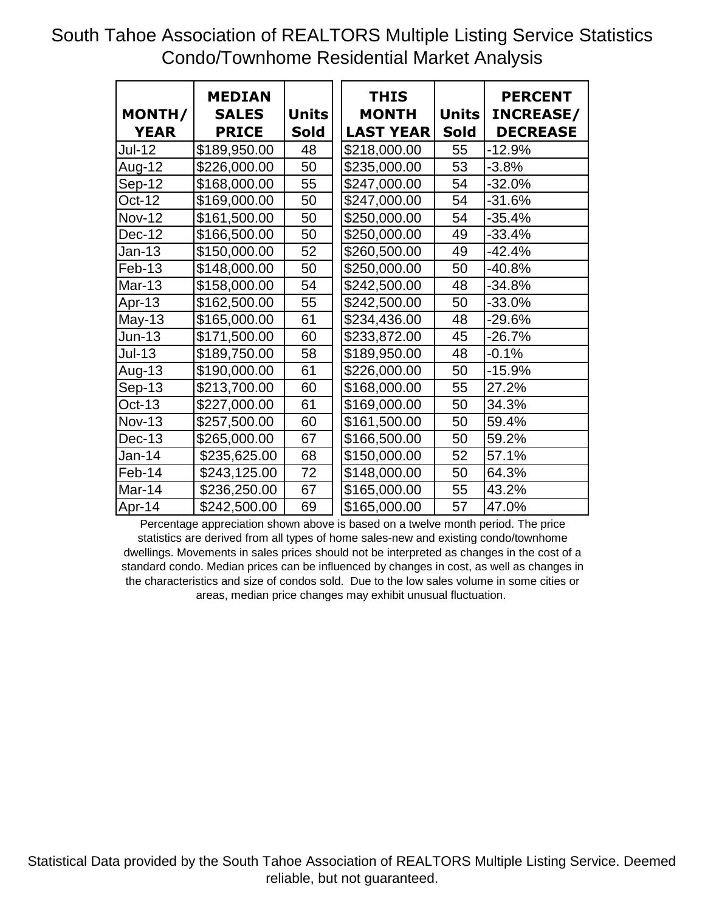# South Tahoe Association of REALTORS Multiple Listing Service Statistics
## Condo/Townhome Residential Market Analysis

| MONTH/ YEAR | MEDIAN SALES PRICE | Units Sold | THIS MONTH LAST YEAR | Units Sold | PERCENT INCREASE/ DECREASE |
|---|---|---|---|---|---|
| Jul-12 | $189,950.00 | 48 | $218,000.00 | 55 | -12.9% |
| Aug-12 | $226,000.00 | 50 | $235,000.00 | 53 | -3.8% |
| Sep-12 | $168,000.00 | 55 | $247,000.00 | 54 | -32.0% |
| Oct-12 | $169,000.00 | 50 | $247,000.00 | 54 | -31.6% |
| Nov-12 | $161,500.00 | 50 | $250,000.00 | 54 | -35.4% |
| Dec-12 | $166,500.00 | 50 | $250,000.00 | 49 | -33.4% |
| Jan-13 | $150,000.00 | 52 | $260,500.00 | 49 | -42.4% |
| Feb-13 | $148,000.00 | 50 | $250,000.00 | 50 | -40.8% |
| Mar-13 | $158,000.00 | 54 | $242,500.00 | 48 | -34.8% |
| Apr-13 | $162,500.00 | 55 | $242,500.00 | 50 | -33.0% |
| May-13 | $165,000.00 | 61 | $234,436.00 | 48 | -29.6% |
| Jun-13 | $171,500.00 | 60 | $233,872.00 | 45 | -26.7% |
| Jul-13 | $189,750.00 | 58 | $189,950.00 | 48 | -0.1% |
| Aug-13 | $190,000.00 | 61 | $226,000.00 | 50 | -15.9% |
| Sep-13 | $213,700.00 | 60 | $168,000.00 | 55 | 27.2% |
| Oct-13 | $227,000.00 | 61 | $169,000.00 | 50 | 34.3% |
| Nov-13 | $257,500.00 | 60 | $161,500.00 | 50 | 59.4% |
| Dec-13 | $265,000.00 | 67 | $166,500.00 | 50 | 59.2% |
| Jan-14 | $235,625.00 | 68 | $150,000.00 | 52 | 57.1% |
| Feb-14 | $243,125.00 | 72 | $148,000.00 | 50 | 64.3% |
| Mar-14 | $236,250.00 | 67 | $165,000.00 | 55 | 43.2% |
| Apr-14 | $242,500.00 | 69 | $165,000.00 | 57 | 47.0% |

Percentage appreciation shown above is based on a twelve month period. The price statistics are derived from all types of home sales-new and existing condo/townhome dwellings. Movements in sales prices should not be interpreted as changes in the cost of a standard condo. Median prices can be influenced by changes in cost, as well as changes in the characteristics and size of condos sold. Due to the low sales volume in some cities or areas, median price changes may exhibit unusual fluctuation.

Statistical Data provided by the South Tahoe Association of REALTORS Multiple Listing Service. Deemed reliable, but not guaranteed.